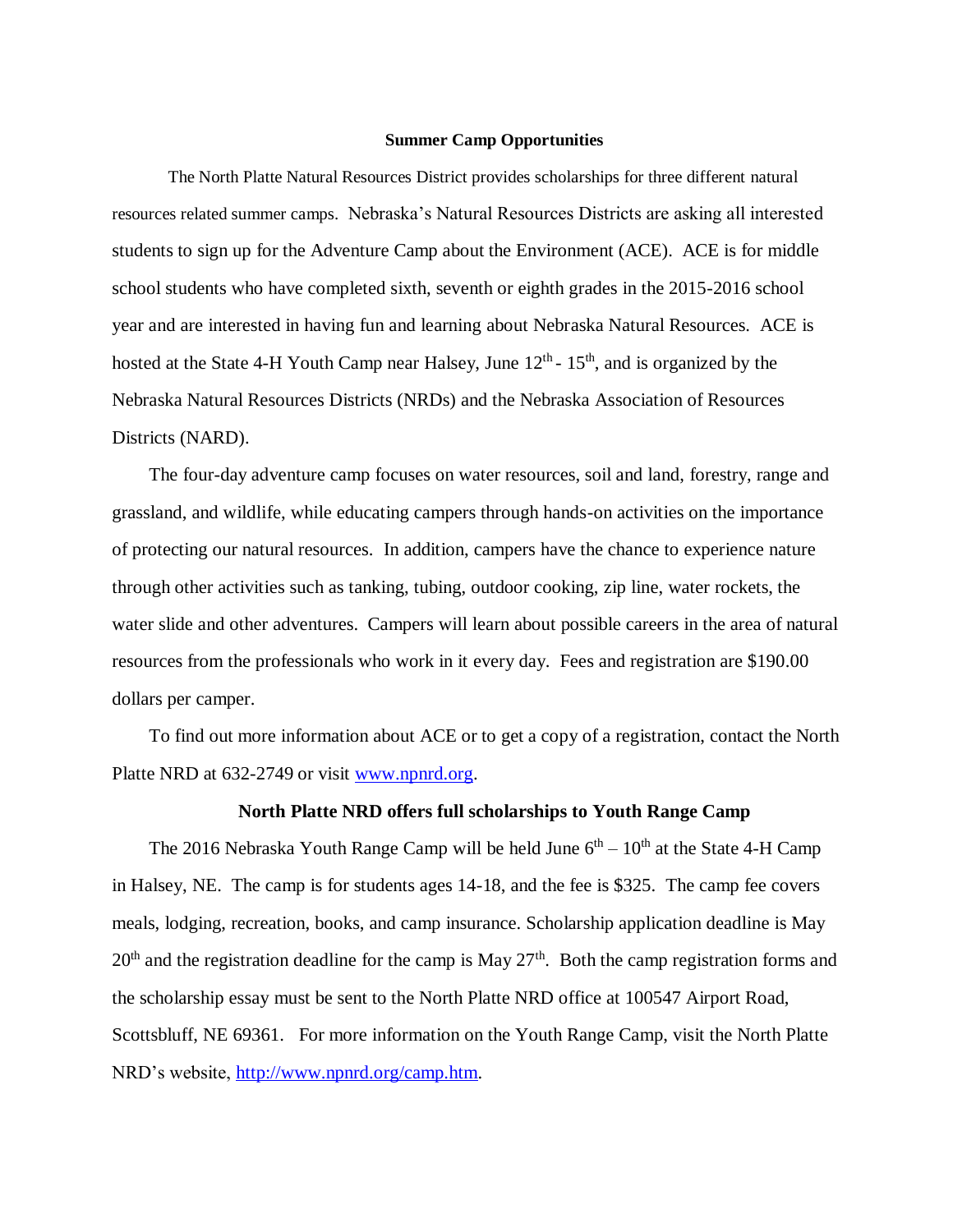## Summary Camp Opportunities

The North Platte Natural Resources District provides scholarships for three different natural resources related summer camps. Nebraska's Natural Resources Districts are asking all interested students to sign up for the Adventure Camp about the Environment (ACE). ACE is for middle school students who have completed sixth, seventh or eighth grades in the 2015-2016 school year and are interested in having fun and learning about Nebraska Natural Resources. ACE is hosted at the State 4-H Youth Camp near Halsey, June 12th - 15th, and is organized by the Nebraska Natural Resources Districts (NRDs) and the Nebraska Association of Resources Districts (NARD).

The four-day adventure camp focuses on water resources, soil and land, forestry, range and grassland, and wildlife, while educating campers through hands-on activities on the importance of protecting our natural resources. In addition, campers have the chance to experience nature through other activities such as tanking, tubing, outdoor cooking, zip line, water rockets, the water slide and other adventures. Campers will learn about possible careers in the area of natural resources from the professionals who work in it every day. Fees and registration are $190.00 dollars per camper.

To find out more information about ACE or to get a copy of a registration, contact the North Platte NRD at 632-2749 or visit [www.npnrd.org](http://www.npnrd.org).

## North Platte NRD offers full scholarships to Youth Range Camp

The 2016 Nebraska Youth Range Camp will be held June 6th – 10th at the State 4-H Camp in Halsey, NE. The camp is for students ages 14-18, and the fee is $325. The camp fee covers meals, lodging, recreation, books, and camp insurance. Scholarship application deadline is May 20th and the registration deadline for the camp is May 27th. Both the camp registration forms and the scholarship essay must be sent to the North Platte NRD office at 100547 Airport Road, Scottsbluff, NE 69361. For more information on the Youth Range Camp, visit the North Platte NRD's website, [http://www.npnrd.org/camp.htm](http://www.npnrd.org/camp.htm).

## Summer Camp Opportunities

The North Platte Natural Resources District provides scholarships for three different natural resources related summer camps. Nebraska's Natural Resources Districts are asking all interested students to sign up for the Adventure Camp about the Environment (ACE). ACE is for middle school students who have completed sixth, seventh or eighth grades in the 2015-2016 school year and are interested in having fun and learning about Nebraska Natural Resources. ACE is hosted at the State 4-H Youth Camp near Halsey, June 12th - 15th, and is organized by the Nebraska Natural Resources Districts (NRDs) and the Nebraska Association of Resources Districts (NARD).

The four-day adventure camp focuses on water resources, soil and land, forestry, range and grassland, and wildlife, while educating campers through hands-on activities on the importance of protecting our natural resources. In addition, campers have the chance to experience nature through other activities such as tanking, tubing, outdoor cooking, zip line, water rockets, the water slide and other adventures. Campers will learn about possible careers in the area of natural resources from the professionals who work in it every day. Fees and registration are $190.00 dollars per camper.

To find out more information about ACE or to get a copy of a registration, contact the North Platte NRD at 632-2749 or visit [www.npnrd.org](http://www.npnrd.org).

## North Platte NRD offers full scholarships to Youth Range Camp

The 2016 Nebraska Youth Range Camp will be held June 6th – 10th at the State 4-H Camp in Halsey, NE. The camp is for students ages 14-18, and the fee is $325. The camp fee covers meals, lodging, recreation, books, and camp insurance. Scholarship application deadline is May 20th and the registration deadline for the camp is May 27th. Both the camp registration forms and the scholarship essay must be sent to the North Platte NRD office at 100547 Airport Road, Scottsbluff, NE 69361. For more information on the Youth Range Camp, visit the North Platte NRD's website, [http://www.npnrd.org/camp.htm](http://www.npnrd.org/camp.htm).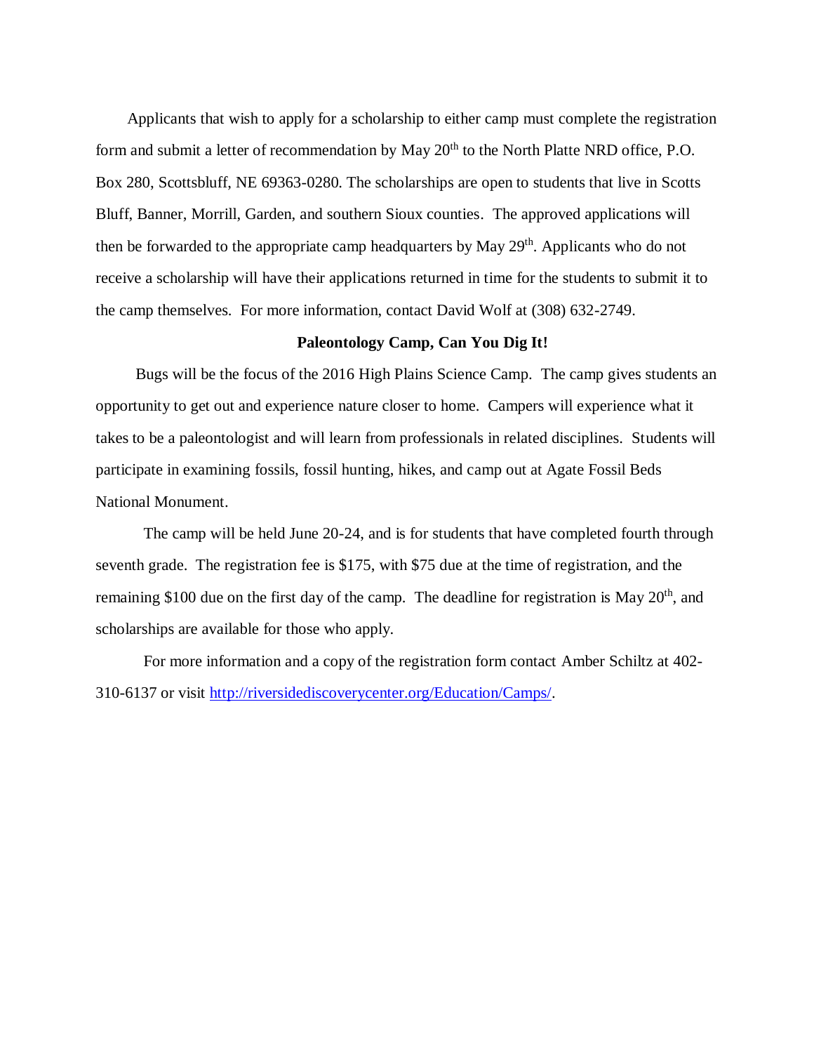Applicants that wish to apply for a scholarship to either camp must complete the registration form and submit a letter of recommendation by May 20th to the North Platte NRD office, P.O. Box 280, Scottsbluff, NE 69363-0280. The scholarships are open to students that live in Scotts Bluff, Banner, Morrill, Garden, and southern Sioux counties. The approved applications will then be forwarded to the appropriate camp headquarters by May 29th. Applicants who do not receive a scholarship will have their applications returned in time for the students to submit it to the camp themselves. For more information, contact David Wolf at (308) 632-2749.

**Paleontology Camp, Can You Dig It!**

Bugs will be the focus of the 2016 High Plains Science Camp. The camp gives students an opportunity to get out and experience nature closer to home. Campers will experience what it takes to be a paleontologist and will learn from professionals in related disciplines. Students will participate in examining fossils, fossil hunting, hikes, and camp out at Agate Fossil Beds National Monument.

The camp will be held June 20-24, and is for students that have completed fourth through seventh grade. The registration fee is $175, with $75 due at the time of registration, and the remaining $100 due on the first day of the camp. The deadline for registration is May 20th, and scholarships are available for those who apply.

For more information and a copy of the registration form contact Amber Schiltz at 402-310-6137 or visit [http://riversidediscoverycenter.org/Education/Camps/](http://riversidediscoverycenter.org/Education/Camps/).